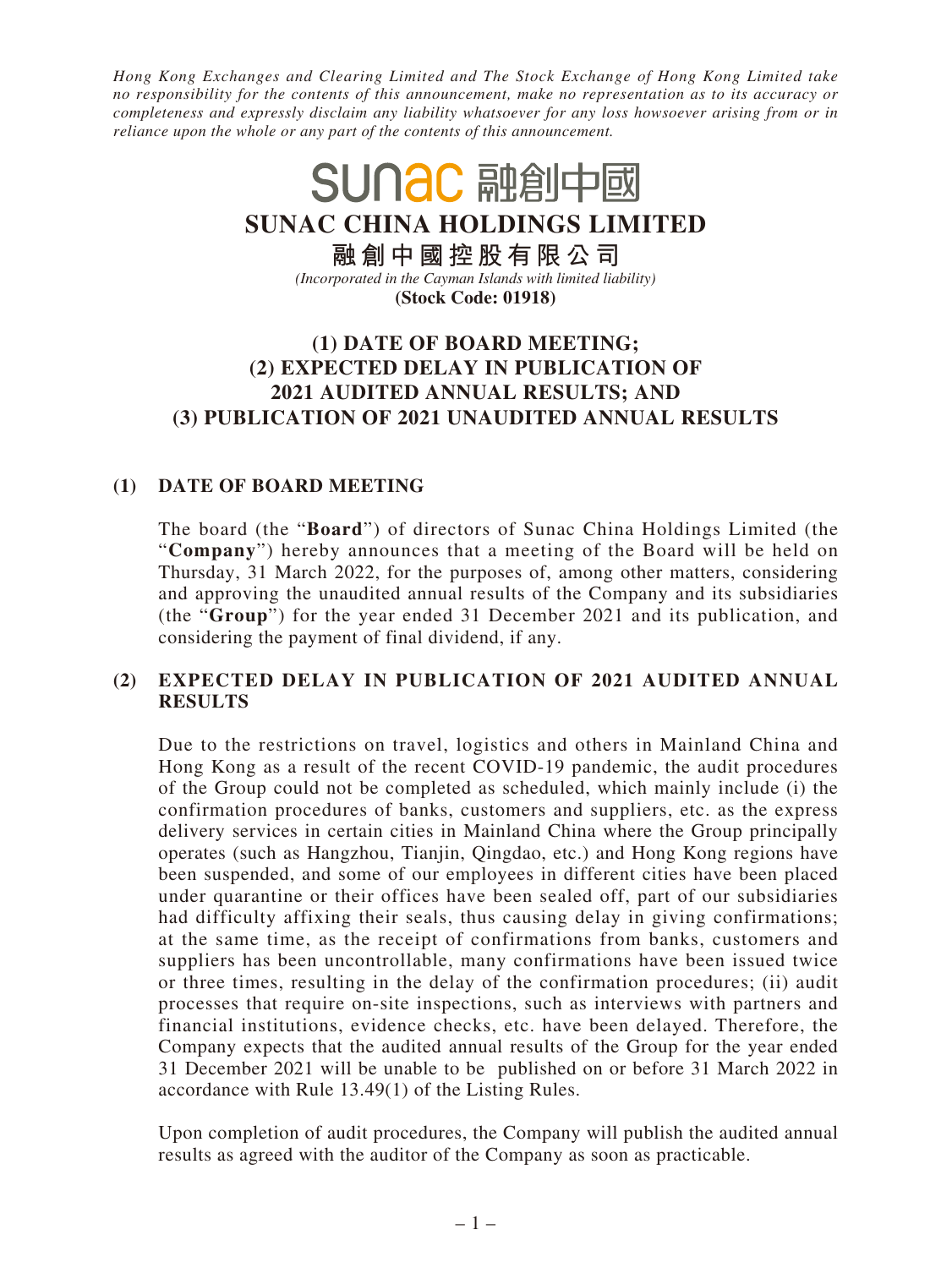*Hong Kong Exchanges and Clearing Limited and The Stock Exchange of Hong Kong Limited take no responsibility for the contents of this announcement, make no representation as to its accuracy or completeness and expressly disclaim any liability whatsoever for any loss howsoever arising from or in reliance upon the whole or any part of the contents of this announcement.*

sunac 融創中國

# SUNAC CHINA HOLDINGS LIMITED

**融創中國控股有限公司**

*(Incorporated in the Cayman Islands with limited liability)*

**(Stock Code: 01918)**

## (1) DATE OF BOARD MEETING; (2) EXPECTED DELAY IN PUBLICATION OF 2021 AUDITED ANNUAL RESULTS; AND (3) PUBLICATION OF 2021 UNAUDITED ANNUAL RESULTS

### (1) DATE OF BOARD MEETING

The board (the "**Board**") of directors of Sunac China Holdings Limited (the "**Company**") hereby announces that a meeting of the Board will be held on Thursday, 31 March 2022, for the purposes of, among other matters, considering and approving the unaudited annual results of the Company and its subsidiaries (the "**Group**") for the year ended 31 December 2021 and its publication, and considering the payment of final dividend, if any.

### (2) EXPECTED DELAY IN PUBLICATION OF 2021 AUDITED ANNUAL RESULTS

Due to the restrictions on travel, logistics and others in Mainland China and Hong Kong as a result of the recent COVID-19 pandemic, the audit procedures of the Group could not be completed as scheduled, which mainly include (i) the confirmation procedures of banks, customers and suppliers, etc. as the express delivery services in certain cities in Mainland China where the Group principally operates (such as Hangzhou, Tianjin, Qingdao, etc.) and Hong Kong regions have been suspended, and some of our employees in different cities have been placed under quarantine or their offices have been sealed off, part of our subsidiaries had difficulty affixing their seals, thus causing delay in giving confirmations; at the same time, as the receipt of confirmations from banks, customers and suppliers has been uncontrollable, many confirmations have been issued twice or three times, resulting in the delay of the confirmation procedures; (ii) audit processes that require on-site inspections, such as interviews with partners and financial institutions, evidence checks, etc. have been delayed. Therefore, the Company expects that the audited annual results of the Group for the year ended 31 December 2021 will be unable to be published on or before 31 March 2022 in accordance with Rule 13.49(1) of the Listing Rules.

Upon completion of audit procedures, the Company will publish the audited annual results as agreed with the auditor of the Company as soon as practicable.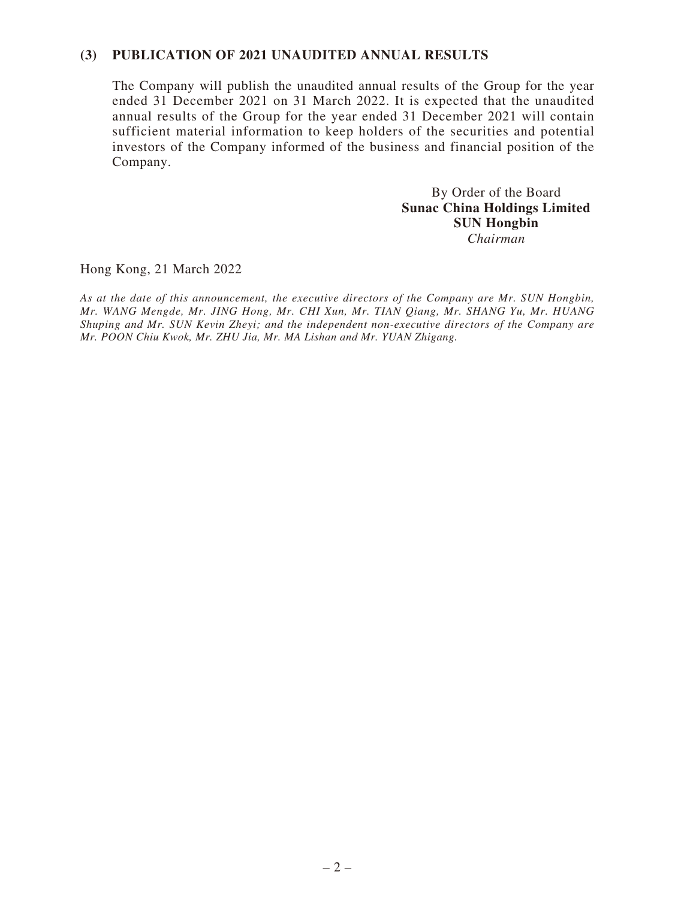### (3) PUBLICATION OF 2021 UNAUDITED ANNUAL RESULTS

The Company will publish the unaudited annual results of the Group for the year ended 31 December 2021 on 31 March 2022. It is expected that the unaudited annual results of the Group for the year ended 31 December 2021 will contain sufficient material information to keep holders of the securities and potential investors of the Company informed of the business and financial position of the Company.

By Order of the Board
**Sunac China Holdings Limited**
**SUN Hongbin**
*Chairman*

Hong Kong, 21 March 2022

*As at the date of this announcement, the executive directors of the Company are Mr. SUN Hongbin, Mr. WANG Mengde, Mr. JING Hong, Mr. CHI Xun, Mr. TIAN Qiang, Mr. SHANG Yu, Mr. HUANG Shuping and Mr. SUN Kevin Zheyi; and the independent non-executive directors of the Company are Mr. POON Chiu Kwok, Mr. ZHU Jia, Mr. MA Lishan and Mr. YUAN Zhigang.*